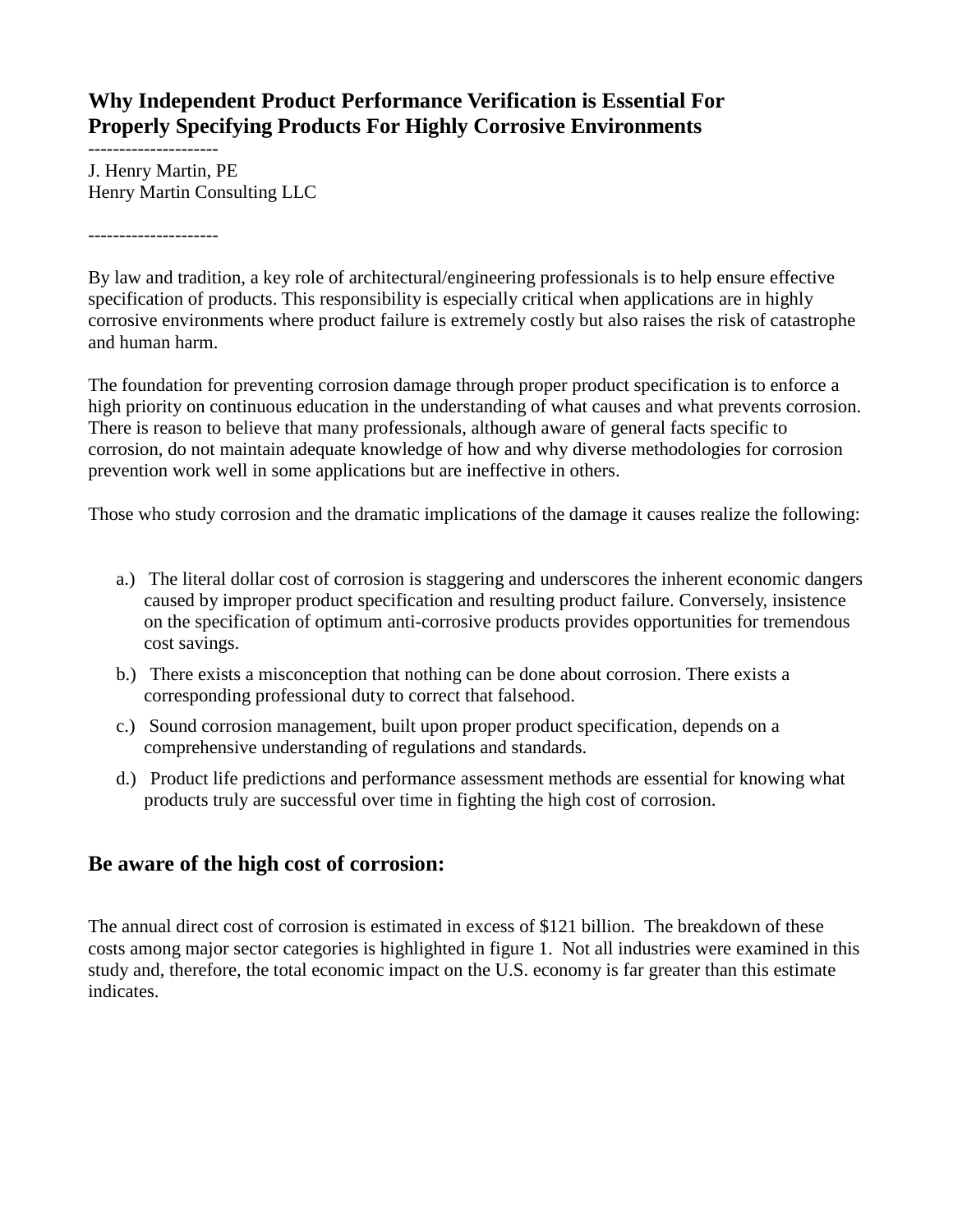# Why Independent Product Performance Verification is Essential For Properly Specifying Products For Highly Corrosive Environments

---------------------

J. Henry Martin, PE
Henry Martin Consulting LLC

---------------------

By law and tradition, a key role of architectural/engineering professionals is to help ensure effective specification of products. This responsibility is especially critical when applications are in highly corrosive environments where product failure is extremely costly but also raises the risk of catastrophe and human harm.

The foundation for preventing corrosion damage through proper product specification is to enforce a high priority on continuous education in the understanding of what causes and what prevents corrosion. There is reason to believe that many professionals, although aware of general facts specific to corrosion, do not maintain adequate knowledge of how and why diverse methodologies for corrosion prevention work well in some applications but are ineffective in others.

Those who study corrosion and the dramatic implications of the damage it causes realize the following:

a.) The literal dollar cost of corrosion is staggering and underscores the inherent economic dangers caused by improper product specification and resulting product failure. Conversely, insistence on the specification of optimum anti-corrosive products provides opportunities for tremendous cost savings.

b.) There exists a misconception that nothing can be done about corrosion. There exists a corresponding professional duty to correct that falsehood.

c.) Sound corrosion management, built upon proper product specification, depends on a comprehensive understanding of regulations and standards.

d.) Product life predictions and performance assessment methods are essential for knowing what products truly are successful over time in fighting the high cost of corrosion.

## Be aware of the high cost of corrosion:

The annual direct cost of corrosion is estimated in excess of $121 billion. The breakdown of these costs among major sector categories is highlighted in figure 1. Not all industries were examined in this study and, therefore, the total economic impact on the U.S. economy is far greater than this estimate indicates.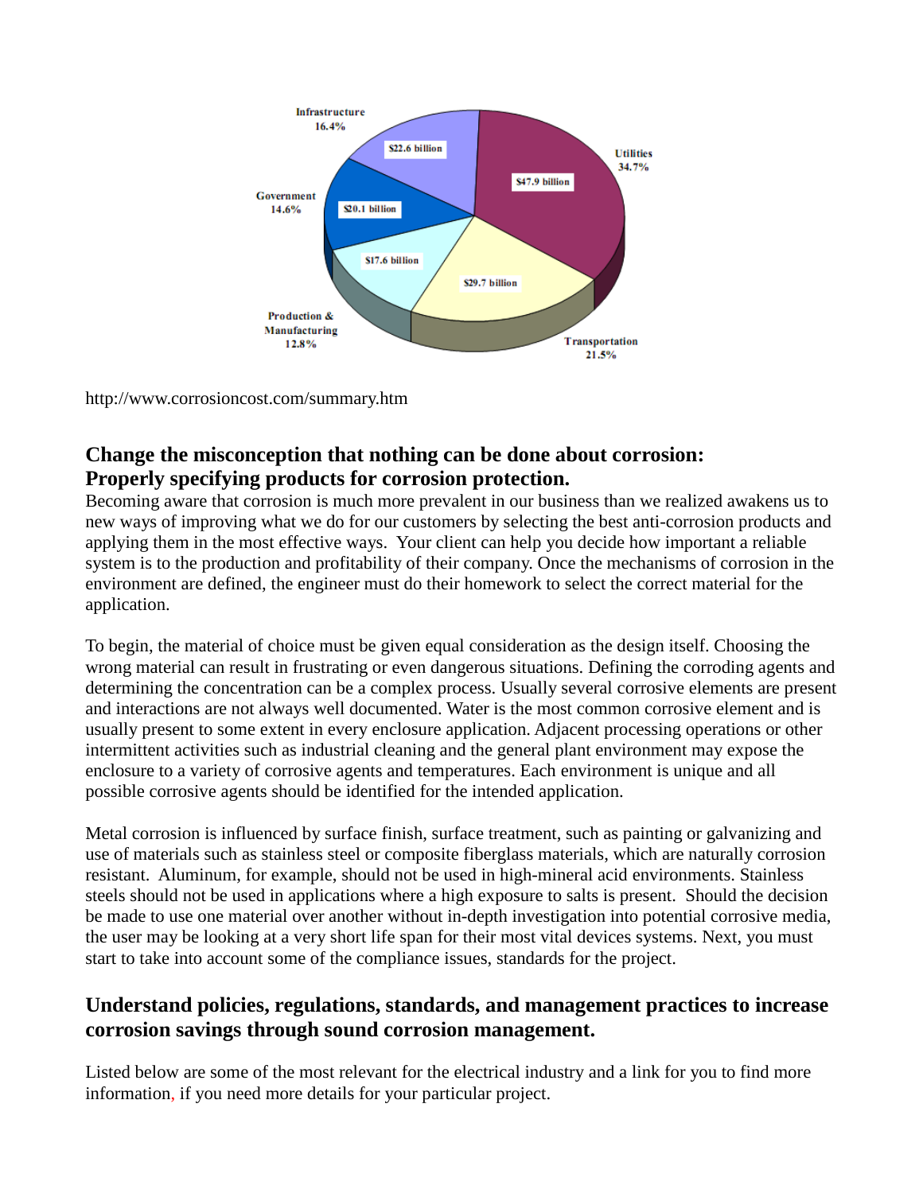http://www.corrosioncost.com/summary.htm

## Change the misconception that nothing can be done about corrosion: Properly specifying products for corrosion protection.

Becoming aware that corrosion is much more prevalent in our business than we realized awakens us to new ways of improving what we do for our customers by selecting the best anti-corrosion products and applying them in the most effective ways. Your client can help you decide how important a reliable system is to the production and profitability of their company. Once the mechanisms of corrosion in the environment are defined, the engineer must do their homework to select the correct material for the application.

To begin, the material of choice must be given equal consideration as the design itself. Choosing the wrong material can result in frustrating or even dangerous situations. Defining the corroding agents and determining the concentration can be a complex process. Usually several corrosive elements are present and interactions are not always well documented. Water is the most common corrosive element and is usually present to some extent in every enclosure application. Adjacent processing operations or other intermittent activities such as industrial cleaning and the general plant environment may expose the enclosure to a variety of corrosive agents and temperatures. Each environment is unique and all possible corrosive agents should be identified for the intended application.

Metal corrosion is influenced by surface finish, surface treatment, such as painting or galvanizing and use of materials such as stainless steel or composite fiberglass materials, which are naturally corrosion resistant. Aluminum, for example, should not be used in high-mineral acid environments. Stainless steels should not be used in applications where a high exposure to salts is present. Should the decision be made to use one material over another without in-depth investigation into potential corrosive media, the user may be looking at a very short life span for their most vital devices systems. Next, you must start to take into account some of the compliance issues, standards for the project.

## Understand policies, regulations, standards, and management practices to increase corrosion savings through sound corrosion management.

Listed below are some of the most relevant for the electrical industry and a link for you to find more information, if you need more details for your particular project.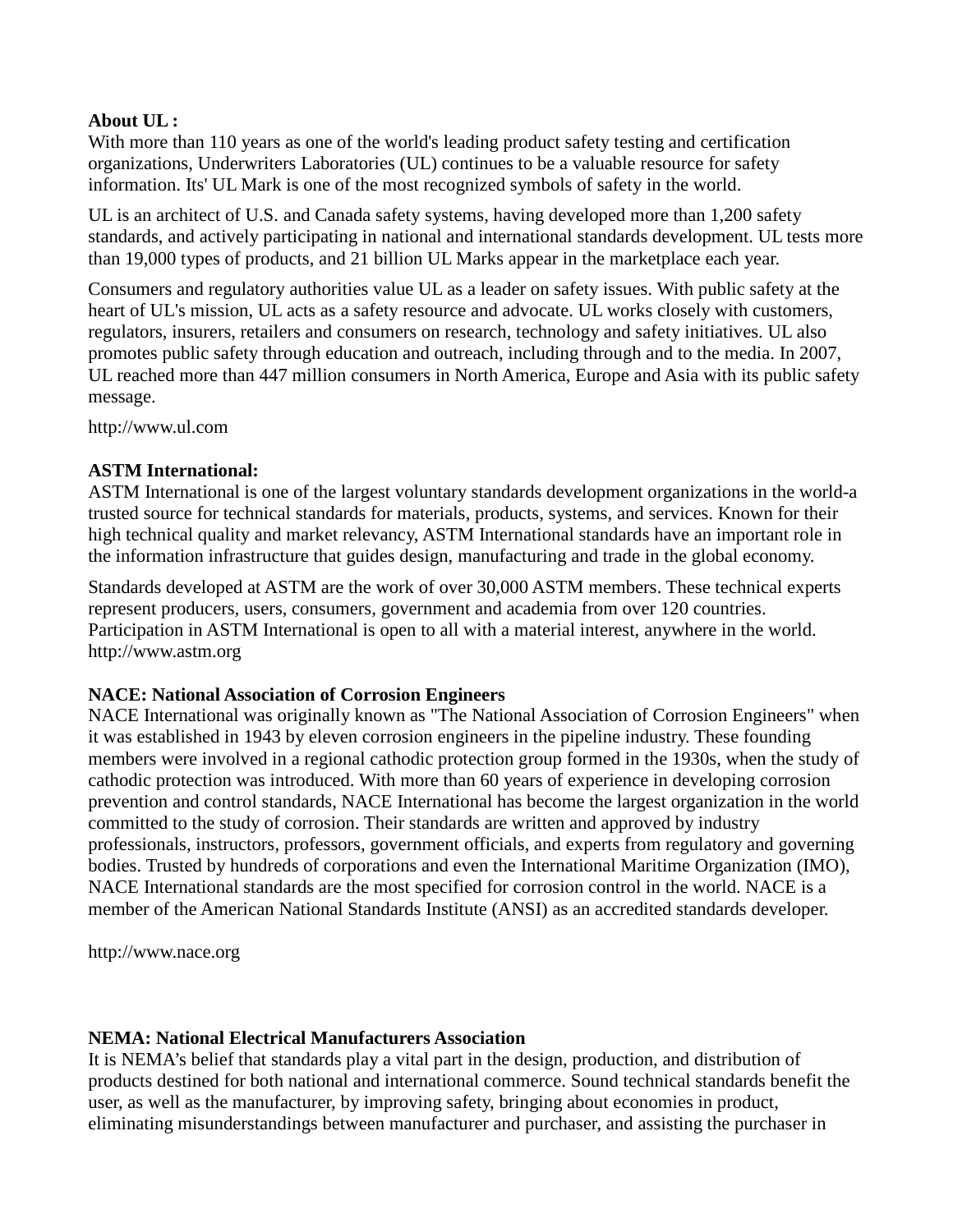**About UL :**
With more than 110 years as one of the world's leading product safety testing and certification organizations, Underwriters Laboratories (UL) continues to be a valuable resource for safety information. Its' UL Mark is one of the most recognized symbols of safety in the world.

UL is an architect of U.S. and Canada safety systems, having developed more than 1,200 safety standards, and actively participating in national and international standards development. UL tests more than 19,000 types of products, and 21 billion UL Marks appear in the marketplace each year.

Consumers and regulatory authorities value UL as a leader on safety issues. With public safety at the heart of UL's mission, UL acts as a safety resource and advocate. UL works closely with customers, regulators, insurers, retailers and consumers on research, technology and safety initiatives. UL also promotes public safety through education and outreach, including through and to the media. In 2007, UL reached more than 447 million consumers in North America, Europe and Asia with its public safety message.

http://www.ul.com

**ASTM International:**
ASTM International is one of the largest voluntary standards development organizations in the world-a trusted source for technical standards for materials, products, systems, and services. Known for their high technical quality and market relevancy, ASTM International standards have an important role in the information infrastructure that guides design, manufacturing and trade in the global economy.

Standards developed at ASTM are the work of over 30,000 ASTM members. These technical experts represent producers, users, consumers, government and academia from over 120 countries. Participation in ASTM International is open to all with a material interest, anywhere in the world.
http://www.astm.org

**NACE: National Association of Corrosion Engineers**
NACE International was originally known as "The National Association of Corrosion Engineers" when it was established in 1943 by eleven corrosion engineers in the pipeline industry. These founding members were involved in a regional cathodic protection group formed in the 1930s, when the study of cathodic protection was introduced. With more than 60 years of experience in developing corrosion prevention and control standards, NACE International has become the largest organization in the world committed to the study of corrosion. Their standards are written and approved by industry professionals, instructors, professors, government officials, and experts from regulatory and governing bodies. Trusted by hundreds of corporations and even the International Maritime Organization (IMO), NACE International standards are the most specified for corrosion control in the world. NACE is a member of the American National Standards Institute (ANSI) as an accredited standards developer.

http://www.nace.org

**NEMA: National Electrical Manufacturers Association**
It is NEMA's belief that standards play a vital part in the design, production, and distribution of products destined for both national and international commerce. Sound technical standards benefit the user, as well as the manufacturer, by improving safety, bringing about economies in product, eliminating misunderstandings between manufacturer and purchaser, and assisting the purchaser in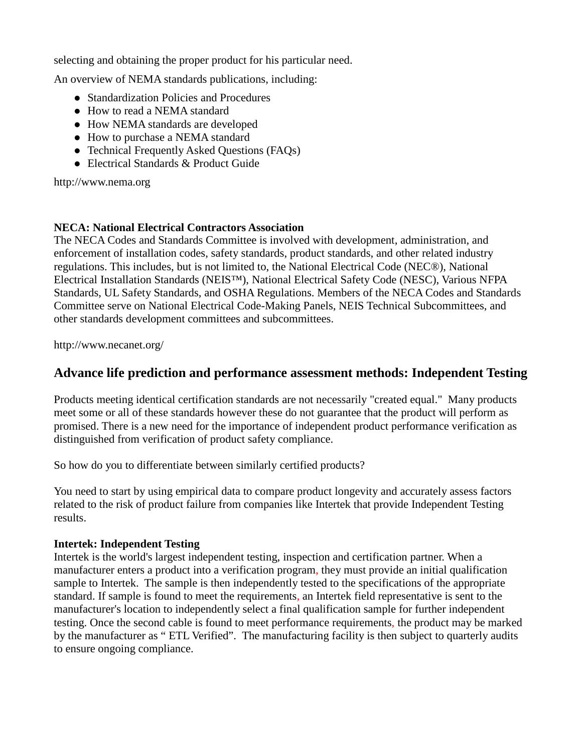selecting and obtaining the proper product for his particular need.

An overview of NEMA standards publications, including:

- Standardization Policies and Procedures
- How to read a NEMA standard
- How NEMA standards are developed
- How to purchase a NEMA standard
- Technical Frequently Asked Questions (FAQs)
- Electrical Standards & Product Guide

http://www.nema.org

**NECA: National Electrical Contractors Association**
The NECA Codes and Standards Committee is involved with development, administration, and enforcement of installation codes, safety standards, product standards, and other related industry regulations. This includes, but is not limited to, the National Electrical Code (NEC®), National Electrical Installation Standards (NEIS™), National Electrical Safety Code (NESC), Various NFPA Standards, UL Safety Standards, and OSHA Regulations. Members of the NECA Codes and Standards Committee serve on National Electrical Code-Making Panels, NEIS Technical Subcommittees, and other standards development committees and subcommittees.

http://www.necanet.org/

## Advance life prediction and performance assessment methods: Independent Testing

Products meeting identical certification standards are not necessarily "created equal." Many products meet some or all of these standards however these do not guarantee that the product will perform as promised. There is a new need for the importance of independent product performance verification as distinguished from verification of product safety compliance.

So how do you to differentiate between similarly certified products?

You need to start by using empirical data to compare product longevity and accurately assess factors related to the risk of product failure from companies like Intertek that provide Independent Testing results.

**Intertek: Independent Testing**
Intertek is the world's largest independent testing, inspection and certification partner. When a manufacturer enters a product into a verification program, they must provide an initial qualification sample to Intertek. The sample is then independently tested to the specifications of the appropriate standard. If sample is found to meet the requirements, an Intertek field representative is sent to the manufacturer's location to independently select a final qualification sample for further independent testing. Once the second cable is found to meet performance requirements, the product may be marked by the manufacturer as " ETL Verified". The manufacturing facility is then subject to quarterly audits to ensure ongoing compliance.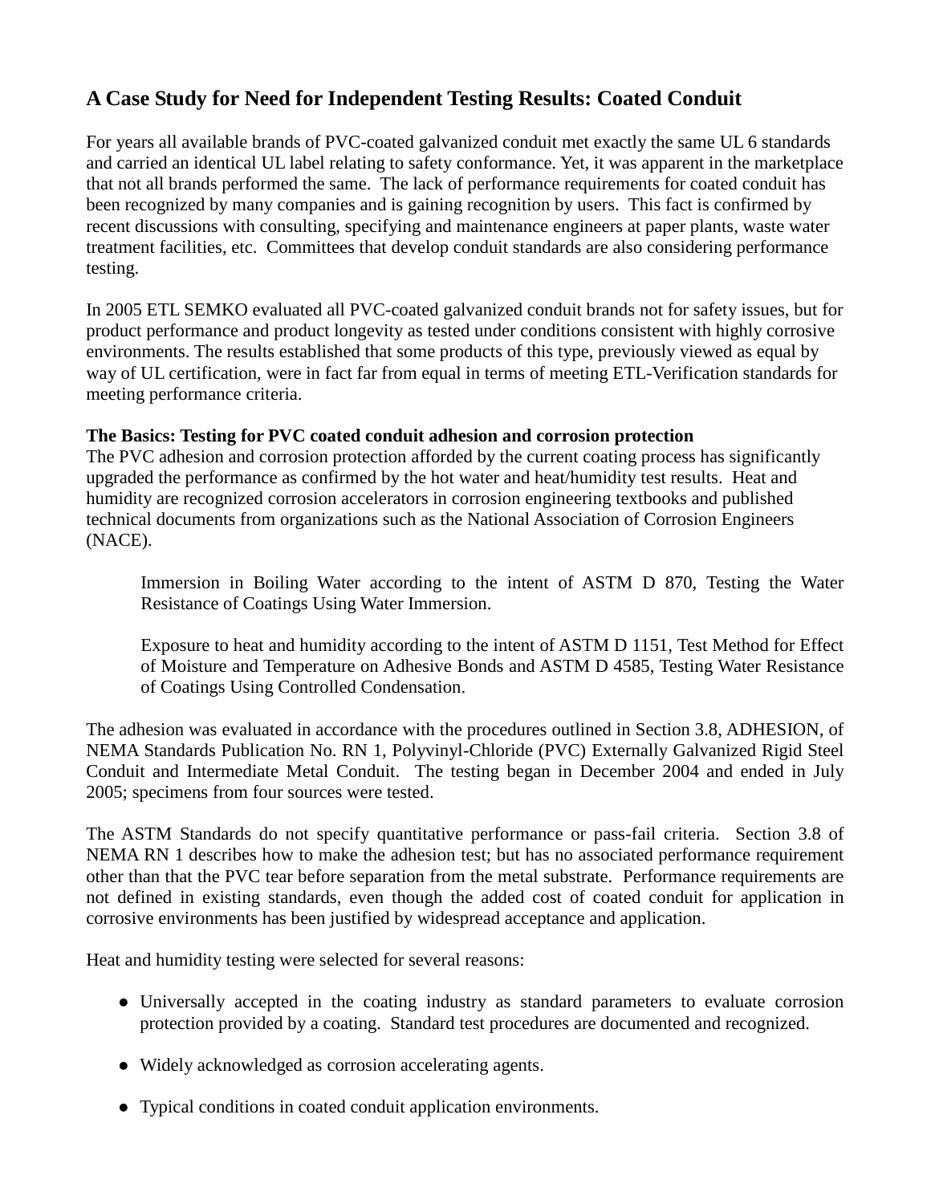## A Case Study for Need for Independent Testing Results: Coated Conduit

For years all available brands of PVC-coated galvanized conduit met exactly the same UL 6 standards and carried an identical UL label relating to safety conformance. Yet, it was apparent in the marketplace that not all brands performed the same. The lack of performance requirements for coated conduit has been recognized by many companies and is gaining recognition by users. This fact is confirmed by recent discussions with consulting, specifying and maintenance engineers at paper plants, waste water treatment facilities, etc. Committees that develop conduit standards are also considering performance testing.

In 2005 ETL SEMKO evaluated all PVC-coated galvanized conduit brands not for safety issues, but for product performance and product longevity as tested under conditions consistent with highly corrosive environments. The results established that some products of this type, previously viewed as equal by way of UL certification, were in fact far from equal in terms of meeting ETL-Verification standards for meeting performance criteria.

**The Basics: Testing for PVC coated conduit adhesion and corrosion protection**

The PVC adhesion and corrosion protection afforded by the current coating process has significantly upgraded the performance as confirmed by the hot water and heat/humidity test results. Heat and humidity are recognized corrosion accelerators in corrosion engineering textbooks and published technical documents from organizations such as the National Association of Corrosion Engineers (NACE).

> Immersion in Boiling Water according to the intent of ASTM D 870, Testing the Water Resistance of Coatings Using Water Immersion.
>
> Exposure to heat and humidity according to the intent of ASTM D 1151, Test Method for Effect of Moisture and Temperature on Adhesive Bonds and ASTM D 4585, Testing Water Resistance of Coatings Using Controlled Condensation.

The adhesion was evaluated in accordance with the procedures outlined in Section 3.8, ADHESION, of NEMA Standards Publication No. RN 1, Polyvinyl-Chloride (PVC) Externally Galvanized Rigid Steel Conduit and Intermediate Metal Conduit. The testing began in December 2004 and ended in July 2005; specimens from four sources were tested.

The ASTM Standards do not specify quantitative performance or pass-fail criteria. Section 3.8 of NEMA RN 1 describes how to make the adhesion test; but has no associated performance requirement other than that the PVC tear before separation from the metal substrate. Performance requirements are not defined in existing standards, even though the added cost of coated conduit for application in corrosive environments has been justified by widespread acceptance and application.

Heat and humidity testing were selected for several reasons:

- Universally accepted in the coating industry as standard parameters to evaluate corrosion protection provided by a coating. Standard test procedures are documented and recognized.
- Widely acknowledged as corrosion accelerating agents.
- Typical conditions in coated conduit application environments.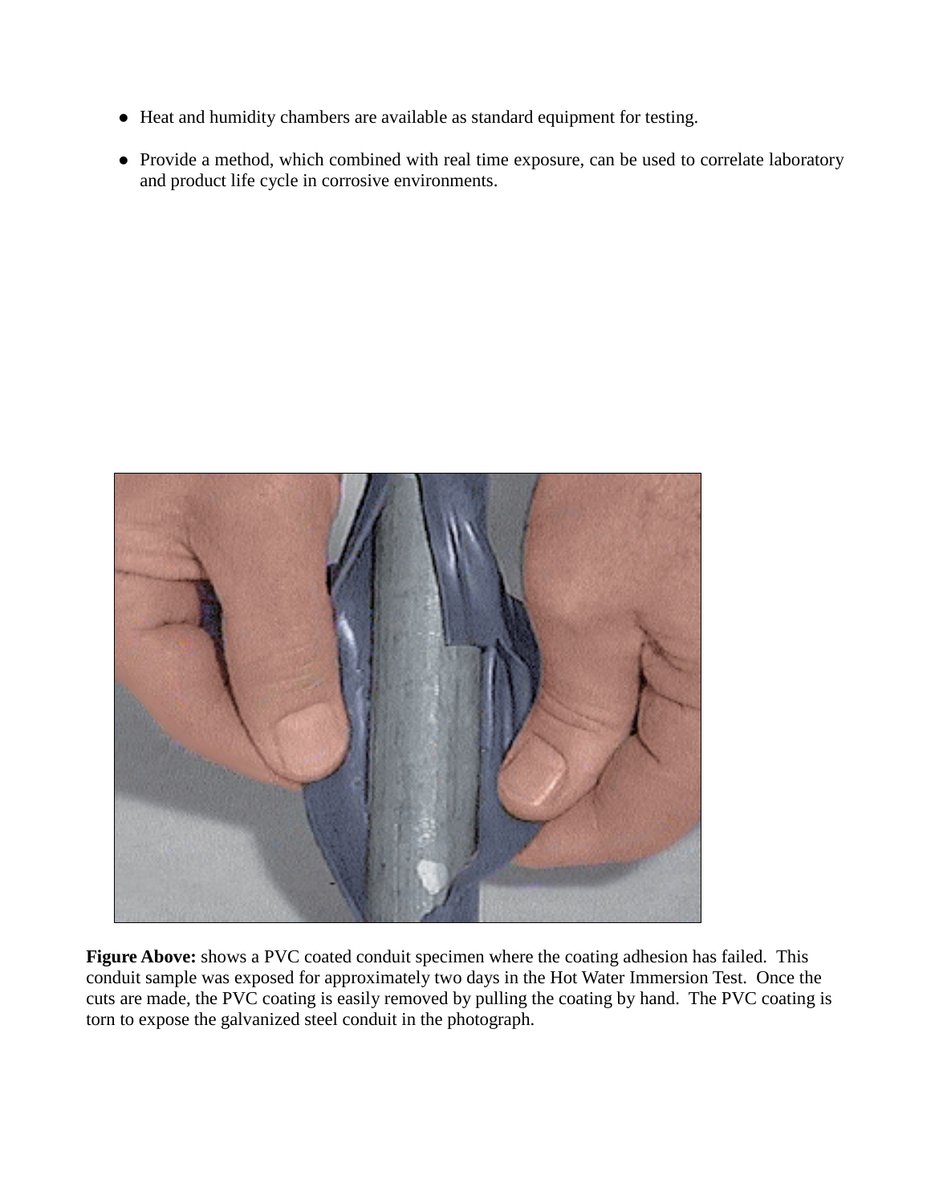- Heat and humidity chambers are available as standard equipment for testing.
- Provide a method, which combined with real time exposure, can be used to correlate laboratory and product life cycle in corrosive environments.

**Figure Above:** shows a PVC coated conduit specimen where the coating adhesion has failed. This conduit sample was exposed for approximately two days in the Hot Water Immersion Test. Once the cuts are made, the PVC coating is easily removed by pulling the coating by hand. The PVC coating is torn to expose the galvanized steel conduit in the photograph.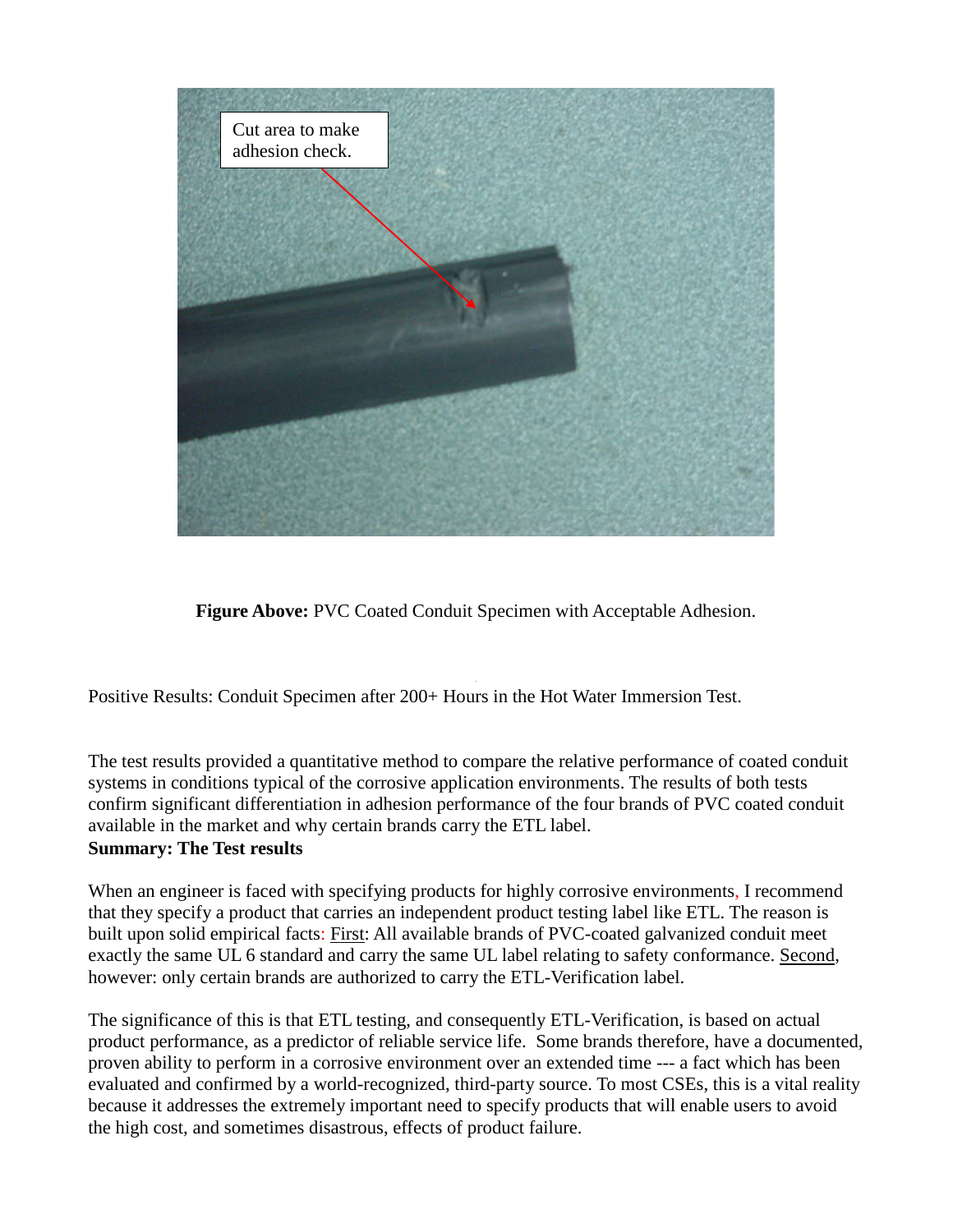Cut area to make adhesion check.

**Figure Above:** PVC Coated Conduit Specimen with Acceptable Adhesion.

Positive Results: Conduit Specimen after 200+ Hours in the Hot Water Immersion Test.

The test results provided a quantitative method to compare the relative performance of coated conduit systems in conditions typical of the corrosive application environments. The results of both tests confirm significant differentiation in adhesion performance of the four brands of PVC coated conduit available in the market and why certain brands carry the ETL label.

**Summary: The Test results**

When an engineer is faced with specifying products for highly corrosive environments, I recommend that they specify a product that carries an independent product testing label like ETL. The reason is built upon solid empirical facts: First: All available brands of PVC-coated galvanized conduit meet exactly the same UL 6 standard and carry the same UL label relating to safety conformance. Second, however: only certain brands are authorized to carry the ETL-Verification label.

The significance of this is that ETL testing, and consequently ETL-Verification, is based on actual product performance, as a predictor of reliable service life. Some brands therefore, have a documented, proven ability to perform in a corrosive environment over an extended time --- a fact which has been evaluated and confirmed by a world-recognized, third-party source. To most CSEs, this is a vital reality because it addresses the extremely important need to specify products that will enable users to avoid the high cost, and sometimes disastrous, effects of product failure.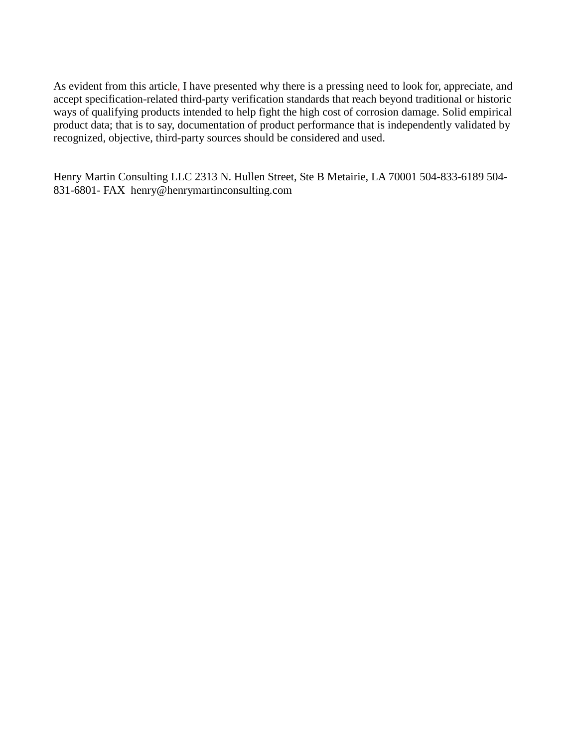As evident from this article, I have presented why there is a pressing need to look for, appreciate, and accept specification-related third-party verification standards that reach beyond traditional or historic ways of qualifying products intended to help fight the high cost of corrosion damage. Solid empirical product data; that is to say, documentation of product performance that is independently validated by recognized, objective, third-party sources should be considered and used.

Henry Martin Consulting LLC 2313 N. Hullen Street, Ste B Metairie, LA 70001 504-833-6189 504-831-6801- FAX henry@henrymartinconsulting.com